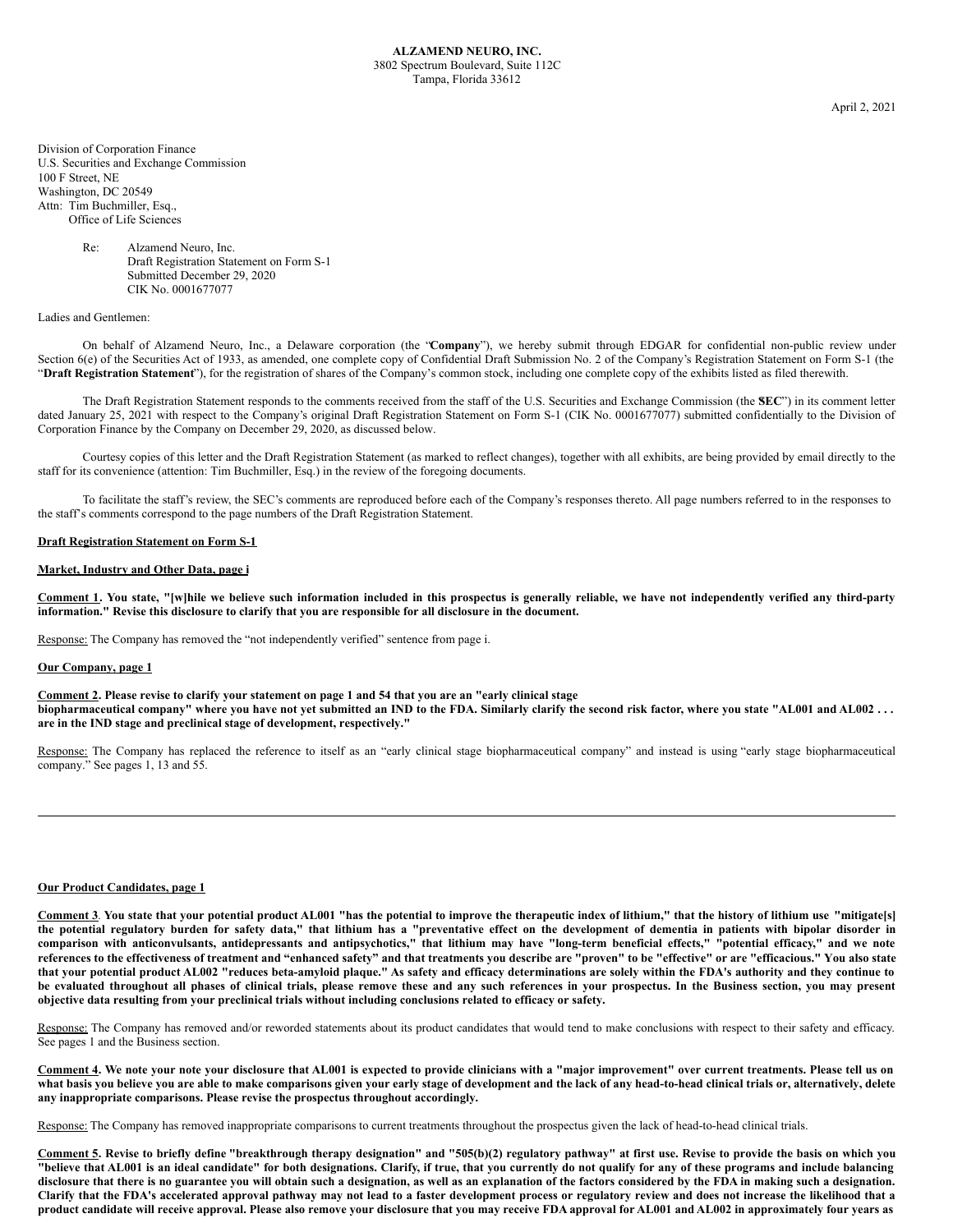**ALZAMEND NEURO, INC.**
3802 Spectrum Boulevard, Suite 112C
Tampa, Florida 33612

April 2, 2021

Division of Corporation Finance
U.S. Securities and Exchange Commission
100 F Street, NE
Washington, DC 20549
Attn: Tim Buchmiller, Esq.,
Office of Life Sciences

Re: Alzamend Neuro, Inc.
Draft Registration Statement on Form S-1
Submitted December 29, 2020
CIK No. 0001677077

Ladies and Gentlemen:

On behalf of Alzamend Neuro, Inc., a Delaware corporation (the "**Company**"), we hereby submit through EDGAR for confidential non-public review under Section 6(e) of the Securities Act of 1933, as amended, one complete copy of Confidential Draft Submission No. 2 of the Company's Registration Statement on Form S-1 (the "**Draft Registration Statement**"), for the registration of shares of the Company's common stock, including one complete copy of the exhibits listed as filed therewith.

The Draft Registration Statement responds to the comments received from the staff of the U.S. Securities and Exchange Commission (the "**SEC**") in its comment letter dated January 25, 2021 with respect to the Company's original Draft Registration Statement on Form S-1 (CIK No. 0001677077) submitted confidentially to the Division of Corporation Finance by the Company on December 29, 2020, as discussed below.

Courtesy copies of this letter and the Draft Registration Statement (as marked to reflect changes), together with all exhibits, are being provided by email directly to the staff for its convenience (attention: Tim Buchmiller, Esq.) in the review of the foregoing documents.

To facilitate the staff's review, the SEC's comments are reproduced before each of the Company's responses thereto. All page numbers referred to in the responses to the staff's comments correspond to the page numbers of the Draft Registration Statement.

**Draft Registration Statement on Form S-1**

**Market, Industry and Other Data, page i**

**Comment 1. You state, "[w]hile we believe such information included in this prospectus is generally reliable, we have not independently verified any third-party information." Revise this disclosure to clarify that you are responsible for all disclosure in the document.**

Response: The Company has removed the "not independently verified" sentence from page i.

**Our Company, page 1**

**Comment 2. Please revise to clarify your statement on page 1 and 54 that you are an "early clinical stage biopharmaceutical company" where you have not yet submitted an IND to the FDA. Similarly clarify the second risk factor, where you state "AL001 and AL002 . . . are in the IND stage and preclinical stage of development, respectively."**

Response: The Company has replaced the reference to itself as an "early clinical stage biopharmaceutical company" and instead is using "early stage biopharmaceutical company." See pages 1, 13 and 55.

**Our Product Candidates, page 1**

**Comment 3. You state that your potential product AL001 "has the potential to improve the therapeutic index of lithium," that the history of lithium use "mitigate[s] the potential regulatory burden for safety data," that lithium has a "preventative effect on the development of dementia in patients with bipolar disorder in comparison with anticonvulsants, antidepressants and antipsychotics," that lithium may have "long-term beneficial effects," "potential efficacy," and we note references to the effectiveness of treatment and "enhanced safety" and that treatments you describe are "proven" to be "effective" or are "efficacious." You also state that your potential product AL002 "reduces beta-amyloid plaque." As safety and efficacy determinations are solely within the FDA's authority and they continue to be evaluated throughout all phases of clinical trials, please remove these and any such references in your prospectus. In the Business section, you may present objective data resulting from your preclinical trials without including conclusions related to efficacy or safety.**

Response: The Company has removed and/or reworded statements about its product candidates that would tend to make conclusions with respect to their safety and efficacy. See pages 1 and the Business section.

**Comment 4. We note your note your disclosure that AL001 is expected to provide clinicians with a "major improvement" over current treatments. Please tell us on what basis you believe you are able to make comparisons given your early stage of development and the lack of any head-to-head clinical trials or, alternatively, delete any inappropriate comparisons. Please revise the prospectus throughout accordingly.**

Response: The Company has removed inappropriate comparisons to current treatments throughout the prospectus given the lack of head-to-head clinical trials.

**Comment 5. Revise to briefly define "breakthrough therapy designation" and "505(b)(2) regulatory pathway" at first use. Revise to provide the basis on which you "believe that AL001 is an ideal candidate" for both designations. Clarify, if true, that you currently do not qualify for any of these programs and include balancing disclosure that there is no guarantee you will obtain such a designation, as well as an explanation of the factors considered by the FDA in making such a designation. Clarify that the FDA's accelerated approval pathway may not lead to a faster development process or regulatory review and does not increase the likelihood that a product candidate will receive approval. Please also remove your disclosure that you may receive FDA approval for AL001 and AL002 in approximately four years as**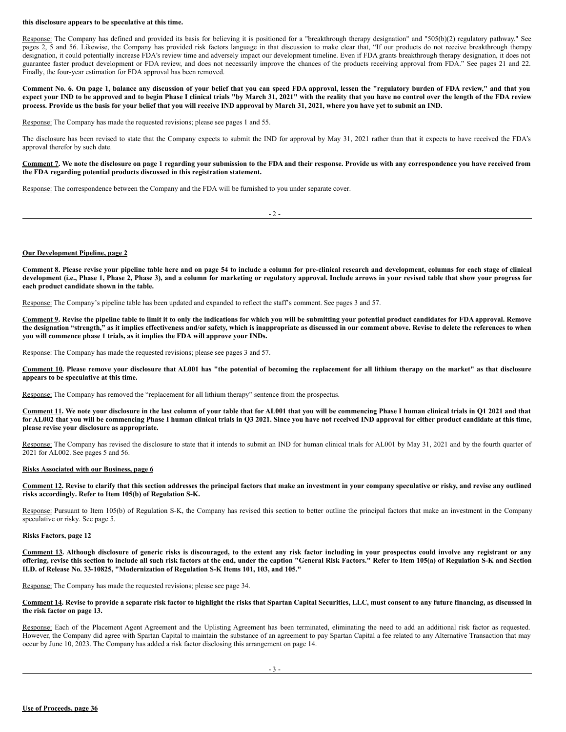**this disclosure appears to be speculative at this time.**

Response: The Company has defined and provided its basis for believing it is positioned for a "breakthrough therapy designation" and "505(b)(2) regulatory pathway." See pages 2, 5 and 56. Likewise, the Company has provided risk factors language in that discussion to make clear that, "If our products do not receive breakthrough therapy designation, it could potentially increase FDA's review time and adversely impact our development timeline. Even if FDA grants breakthrough therapy designation, it does not guarantee faster product development or FDA review, and does not necessarily improve the chances of the products receiving approval from FDA." See pages 21 and 22. Finally, the four-year estimation for FDA approval has been removed.

**Comment No. 6. On page 1, balance any discussion of your belief that you can speed FDA approval, lessen the "regulatory burden of FDA review," and that you expect your IND to be approved and to begin Phase I clinical trials "by March 31, 2021" with the reality that you have no control over the length of the FDA review process. Provide us the basis for your belief that you will receive IND approval by March 31, 2021, where you have yet to submit an IND.**

Response: The Company has made the requested revisions; please see pages 1 and 55.

The disclosure has been revised to state that the Company expects to submit the IND for approval by May 31, 2021 rather than that it expects to have received the FDA's approval therefor by such date.

**Comment 7. We note the disclosure on page 1 regarding your submission to the FDA and their response. Provide us with any correspondence you have received from the FDA regarding potential products discussed in this registration statement.**

Response: The correspondence between the Company and the FDA will be furnished to you under separate cover.

**Our Development Pipeline, page 2**

**Comment 8. Please revise your pipeline table here and on page 54 to include a column for pre-clinical research and development, columns for each stage of clinical development (i.e., Phase 1, Phase 2, Phase 3), and a column for marketing or regulatory approval. Include arrows in your revised table that show your progress for each product candidate shown in the table.**

Response: The Company's pipeline table has been updated and expanded to reflect the staff's comment. See pages 3 and 57.

**Comment 9. Revise the pipeline table to limit it to only the indications for which you will be submitting your potential product candidates for FDA approval. Remove the designation "strength," as it implies effectiveness and/or safety, which is inappropriate as discussed in our comment above. Revise to delete the references to when you will commence phase 1 trials, as it implies the FDA will approve your INDs.**

Response: The Company has made the requested revisions; please see pages 3 and 57.

**Comment 10. Please remove your disclosure that AL001 has "the potential of becoming the replacement for all lithium therapy on the market" as that disclosure appears to be speculative at this time.**

Response: The Company has removed the "replacement for all lithium therapy" sentence from the prospectus.

**Comment 11. We note your disclosure in the last column of your table that for AL001 that you will be commencing Phase I human clinical trials in Q1 2021 and that for AL002 that you will be commencing Phase I human clinical trials in Q3 2021. Since you have not received IND approval for either product candidate at this time, please revise your disclosure as appropriate.**

Response: The Company has revised the disclosure to state that it intends to submit an IND for human clinical trials for AL001 by May 31, 2021 and by the fourth quarter of 2021 for AL002. See pages 5 and 56.

**Risks Associated with our Business, page 6**

**Comment 12. Revise to clarify that this section addresses the principal factors that make an investment in your company speculative or risky, and revise any outlined risks accordingly. Refer to Item 105(b) of Regulation S-K.**

Response: Pursuant to Item 105(b) of Regulation S-K, the Company has revised this section to better outline the principal factors that make an investment in the Company speculative or risky. See page 5.

**Risks Factors, page 12**

**Comment 13. Although disclosure of generic risks is discouraged, to the extent any risk factor including in your prospectus could involve any registrant or any offering, revise this section to include all such risk factors at the end, under the caption "General Risk Factors." Refer to Item 105(a) of Regulation S-K and Section II.D. of Release No. 33-10825, "Modernization of Regulation S-K Items 101, 103, and 105."**

Response: The Company has made the requested revisions; please see page 34.

**Comment 14. Revise to provide a separate risk factor to highlight the risks that Spartan Capital Securities, LLC, must consent to any future financing, as discussed in the risk factor on page 13.**

Response: Each of the Placement Agent Agreement and the Uplisting Agreement has been terminated, eliminating the need to add an additional risk factor as requested. However, the Company did agree with Spartan Capital to maintain the substance of an agreement to pay Spartan Capital a fee related to any Alternative Transaction that may occur by June 10, 2023. The Company has added a risk factor disclosing this arrangement on page 14.

**Use of Proceeds, page 36**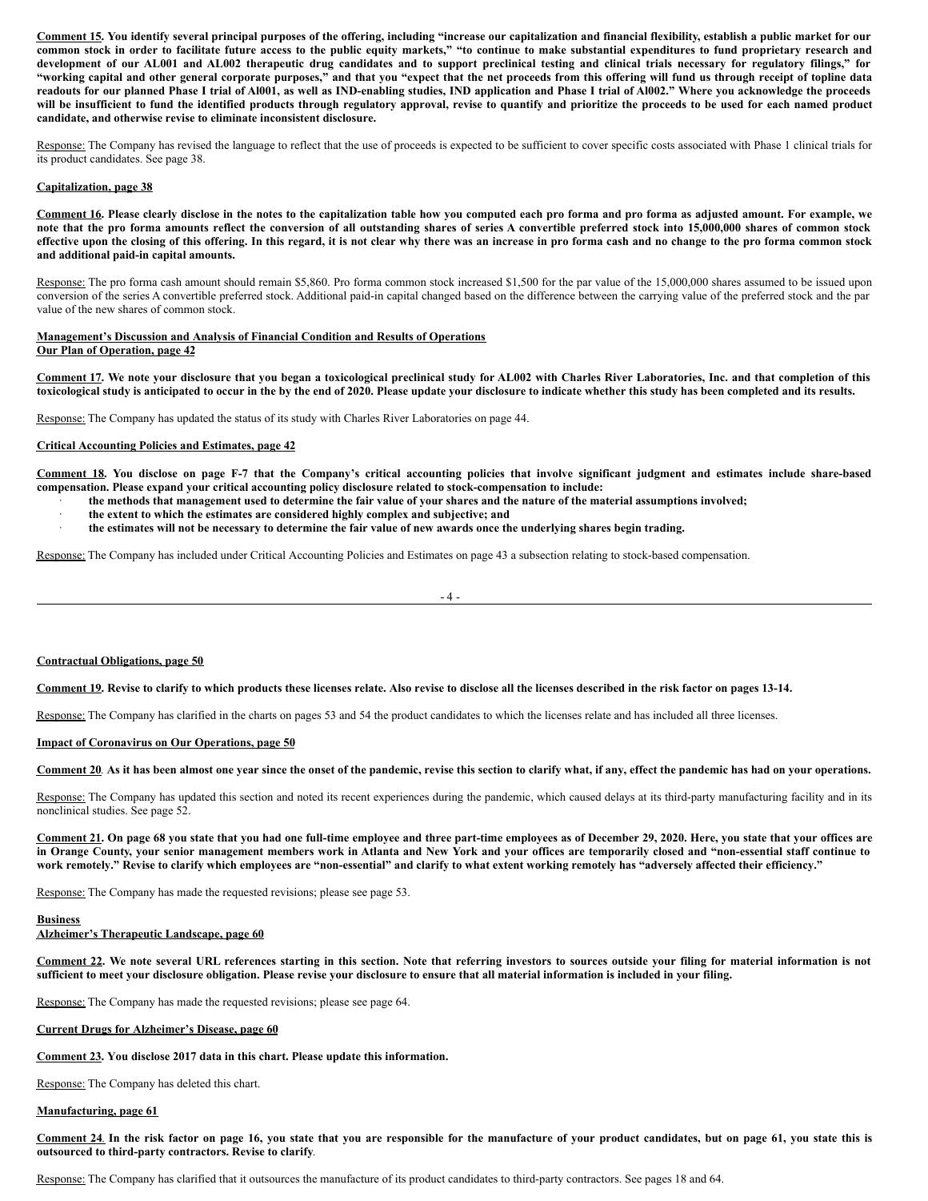**Comment 15. You identify several principal purposes of the offering, including "increase our capitalization and financial flexibility, establish a public market for our common stock in order to facilitate future access to the public equity markets," "to continue to make substantial expenditures to fund proprietary research and development of our AL001 and AL002 therapeutic drug candidates and to support preclinical testing and clinical trials necessary for regulatory filings," for "working capital and other general corporate purposes," and that you "expect that the net proceeds from this offering will fund us through receipt of topline data readouts for our planned Phase I trial of Al001, as well as IND-enabling studies, IND application and Phase I trial of Al002." Where you acknowledge the proceeds will be insufficient to fund the identified products through regulatory approval, revise to quantify and prioritize the proceeds to be used for each named product candidate, and otherwise revise to eliminate inconsistent disclosure.**

Response: The Company has revised the language to reflect that the use of proceeds is expected to be sufficient to cover specific costs associated with Phase 1 clinical trials for its product candidates. See page 38.

**Capitalization, page 38**

**Comment 16. Please clearly disclose in the notes to the capitalization table how you computed each pro forma and pro forma as adjusted amount. For example, we note that the pro forma amounts reflect the conversion of all outstanding shares of series A convertible preferred stock into 15,000,000 shares of common stock effective upon the closing of this offering. In this regard, it is not clear why there was an increase in pro forma cash and no change to the pro forma common stock and additional paid-in capital amounts.**

Response: The pro forma cash amount should remain $5,860. Pro forma common stock increased $1,500 for the par value of the 15,000,000 shares assumed to be issued upon conversion of the series A convertible preferred stock. Additional paid-in capital changed based on the difference between the carrying value of the preferred stock and the par value of the new shares of common stock.

**Management's Discussion and Analysis of Financial Condition and Results of Operations**
**Our Plan of Operation, page 42**

**Comment 17. We note your disclosure that you began a toxicological preclinical study for AL002 with Charles River Laboratories, Inc. and that completion of this toxicological study is anticipated to occur in the by the end of 2020. Please update your disclosure to indicate whether this study has been completed and its results.**

Response: The Company has updated the status of its study with Charles River Laboratories on page 44.

**Critical Accounting Policies and Estimates, page 42**

**Comment 18. You disclose on page F-7 that the Company's critical accounting policies that involve significant judgment and estimates include share-based compensation. Please expand your critical accounting policy disclosure related to stock-compensation to include:**

- **the methods that management used to determine the fair value of your shares and the nature of the material assumptions involved;**
- **the extent to which the estimates are considered highly complex and subjective; and**
- **the estimates will not be necessary to determine the fair value of new awards once the underlying shares begin trading.**

Response: The Company has included under Critical Accounting Policies and Estimates on page 43 a subsection relating to stock-based compensation.

**Contractual Obligations, page 50**

**Comment 19. Revise to clarify to which products these licenses relate. Also revise to disclose all the licenses described in the risk factor on pages 13-14.**

Response: The Company has clarified in the charts on pages 53 and 54 the product candidates to which the licenses relate and has included all three licenses.

**Impact of Coronavirus on Our Operations, page 50**

**Comment 20. As it has been almost one year since the onset of the pandemic, revise this section to clarify what, if any, effect the pandemic has had on your operations.**

Response: The Company has updated this section and noted its recent experiences during the pandemic, which caused delays at its third-party manufacturing facility and in its nonclinical studies. See page 52.

**Comment 21. On page 68 you state that you had one full-time employee and three part-time employees as of December 29, 2020. Here, you state that your offices are in Orange County, your senior management members work in Atlanta and New York and your offices are temporarily closed and "non-essential staff continue to work remotely." Revise to clarify which employees are "non-essential" and clarify to what extent working remotely has "adversely affected their efficiency."**

Response: The Company has made the requested revisions; please see page 53.

**Business**
**Alzheimer's Therapeutic Landscape, page 60**

**Comment 22. We note several URL references starting in this section. Note that referring investors to sources outside your filing for material information is not sufficient to meet your disclosure obligation. Please revise your disclosure to ensure that all material information is included in your filing.**

Response: The Company has made the requested revisions; please see page 64.

**Current Drugs for Alzheimer's Disease, page 60**

**Comment 23. You disclose 2017 data in this chart. Please update this information.**

Response: The Company has deleted this chart.

**Manufacturing, page 61**

**Comment 24. In the risk factor on page 16, you state that you are responsible for the manufacture of your product candidates, but on page 61, you state this is outsourced to third-party contractors. Revise to clarify.**

Response: The Company has clarified that it outsources the manufacture of its product candidates to third-party contractors. See pages 18 and 64.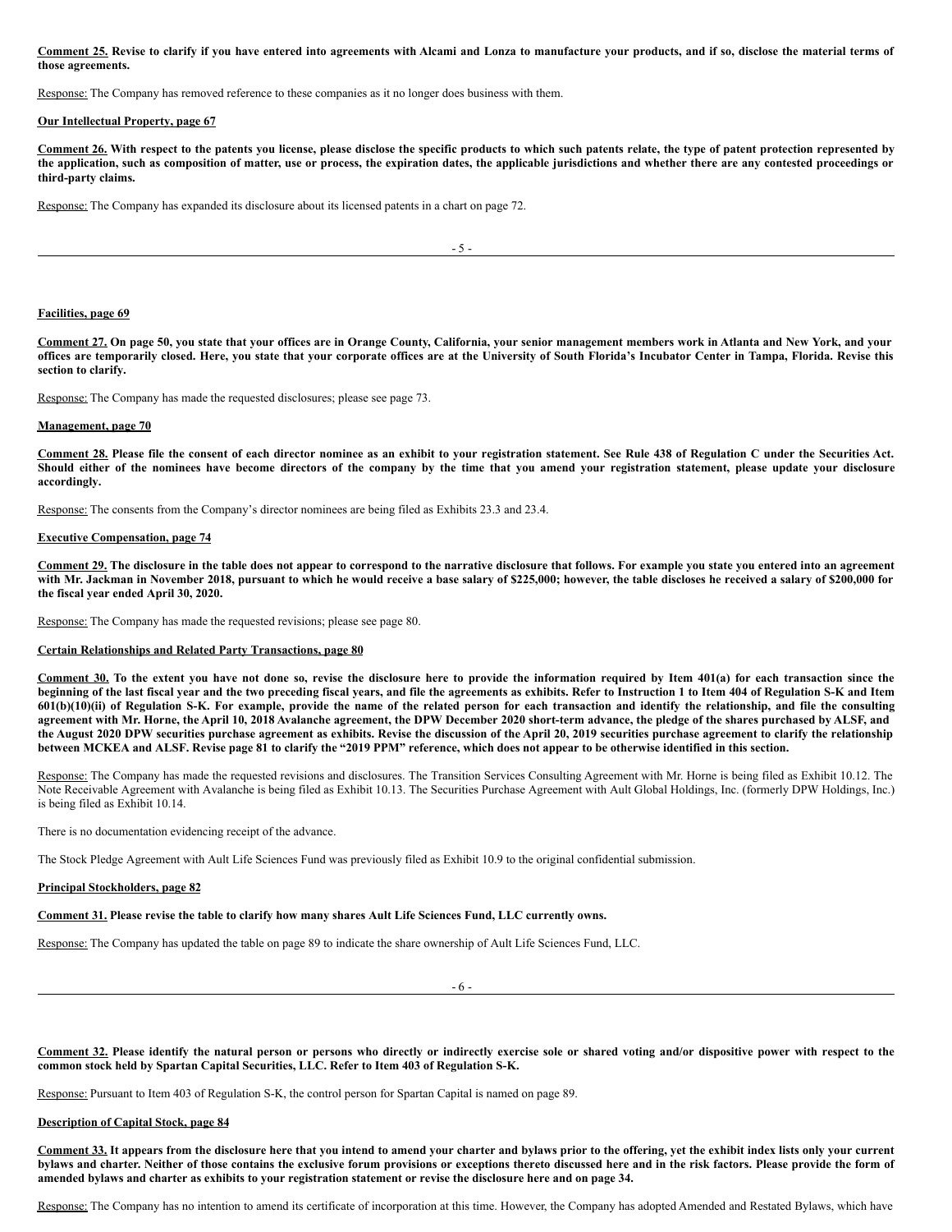**Comment 25. Revise to clarify if you have entered into agreements with Alcami and Lonza to manufacture your products, and if so, disclose the material terms of those agreements.**

Response: The Company has removed reference to these companies as it no longer does business with them.

**Our Intellectual Property, page 67**

**Comment 26. With respect to the patents you license, please disclose the specific products to which such patents relate, the type of patent protection represented by the application, such as composition of matter, use or process, the expiration dates, the applicable jurisdictions and whether there are any contested proceedings or third-party claims.**

Response: The Company has expanded its disclosure about its licensed patents in a chart on page 72.

**Facilities, page 69**

**Comment 27. On page 50, you state that your offices are in Orange County, California, your senior management members work in Atlanta and New York, and your offices are temporarily closed. Here, you state that your corporate offices are at the University of South Florida's Incubator Center in Tampa, Florida. Revise this section to clarify.**

Response: The Company has made the requested disclosures; please see page 73.

**Management, page 70**

**Comment 28. Please file the consent of each director nominee as an exhibit to your registration statement. See Rule 438 of Regulation C under the Securities Act. Should either of the nominees have become directors of the company by the time that you amend your registration statement, please update your disclosure accordingly.**

Response: The consents from the Company's director nominees are being filed as Exhibits 23.3 and 23.4.

**Executive Compensation, page 74**

**Comment 29. The disclosure in the table does not appear to correspond to the narrative disclosure that follows. For example you state you entered into an agreement with Mr. Jackman in November 2018, pursuant to which he would receive a base salary of $225,000; however, the table discloses he received a salary of $200,000 for the fiscal year ended April 30, 2020.**

Response: The Company has made the requested revisions; please see page 80.

**Certain Relationships and Related Party Transactions, page 80**

**Comment 30. To the extent you have not done so, revise the disclosure here to provide the information required by Item 401(a) for each transaction since the beginning of the last fiscal year and the two preceding fiscal years, and file the agreements as exhibits. Refer to Instruction 1 to Item 404 of Regulation S-K and Item 601(b)(10)(ii) of Regulation S-K. For example, provide the name of the related person for each transaction and identify the relationship, and file the consulting agreement with Mr. Horne, the April 10, 2018 Avalanche agreement, the DPW December 2020 short-term advance, the pledge of the shares purchased by ALSF, and the August 2020 DPW securities purchase agreement as exhibits. Revise the discussion of the April 20, 2019 securities purchase agreement to clarify the relationship between MCKEA and ALSF. Revise page 81 to clarify the "2019 PPM" reference, which does not appear to be otherwise identified in this section.**

Response: The Company has made the requested revisions and disclosures. The Transition Services Consulting Agreement with Mr. Horne is being filed as Exhibit 10.12. The Note Receivable Agreement with Avalanche is being filed as Exhibit 10.13. The Securities Purchase Agreement with Ault Global Holdings, Inc. (formerly DPW Holdings, Inc.) is being filed as Exhibit 10.14.

There is no documentation evidencing receipt of the advance.

The Stock Pledge Agreement with Ault Life Sciences Fund was previously filed as Exhibit 10.9 to the original confidential submission.

**Principal Stockholders, page 82**

**Comment 31. Please revise the table to clarify how many shares Ault Life Sciences Fund, LLC currently owns.**

Response: The Company has updated the table on page 89 to indicate the share ownership of Ault Life Sciences Fund, LLC.

**Comment 32. Please identify the natural person or persons who directly or indirectly exercise sole or shared voting and/or dispositive power with respect to the common stock held by Spartan Capital Securities, LLC. Refer to Item 403 of Regulation S-K.**

Response: Pursuant to Item 403 of Regulation S-K, the control person for Spartan Capital is named on page 89.

**Description of Capital Stock, page 84**

**Comment 33. It appears from the disclosure here that you intend to amend your charter and bylaws prior to the offering, yet the exhibit index lists only your current bylaws and charter. Neither of those contains the exclusive forum provisions or exceptions thereto discussed here and in the risk factors. Please provide the form of amended bylaws and charter as exhibits to your registration statement or revise the disclosure here and on page 34.**

Response: The Company has no intention to amend its certificate of incorporation at this time. However, the Company has adopted Amended and Restated Bylaws, which have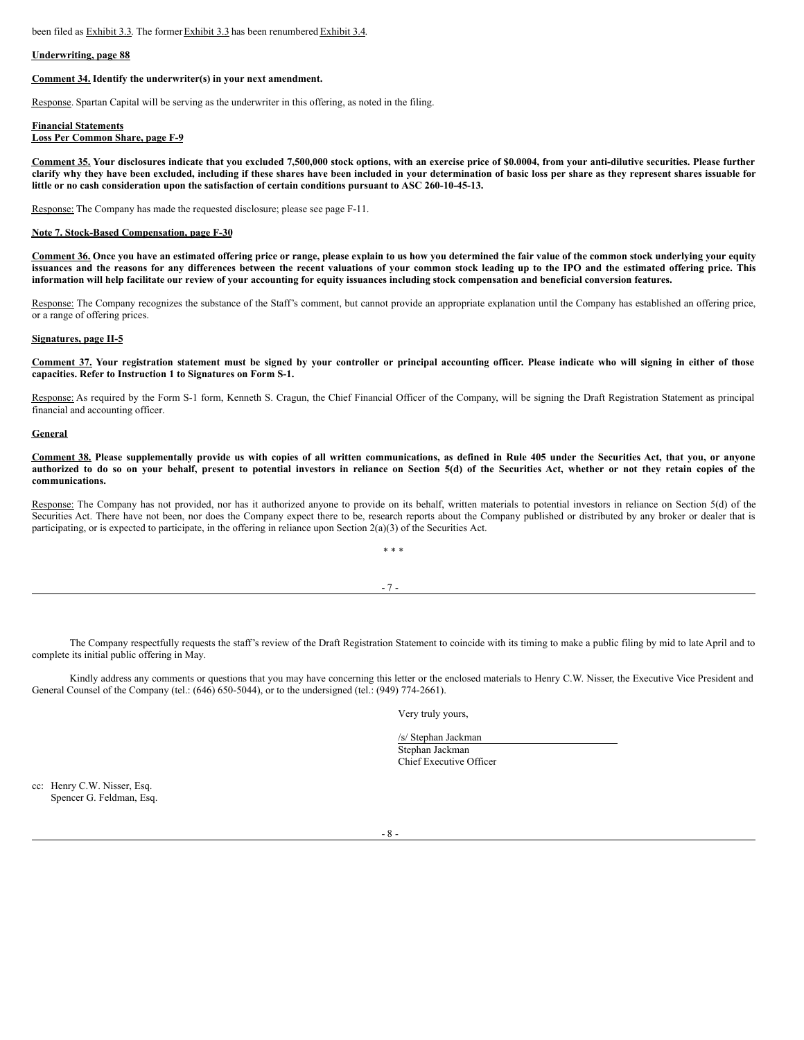been filed as Exhibit 3.3. The former Exhibit 3.3 has been renumbered Exhibit 3.4.

**Underwriting, page 88**

**Comment 34. Identify the underwriter(s) in your next amendment.**

Response. Spartan Capital will be serving as the underwriter in this offering, as noted in the filing.

**Financial Statements**
**Loss Per Common Share, page F-9**

**Comment 35. Your disclosures indicate that you excluded 7,500,000 stock options, with an exercise price of $0.0004, from your anti-dilutive securities. Please further clarify why they have been excluded, including if these shares have been included in your determination of basic loss per share as they represent shares issuable for little or no cash consideration upon the satisfaction of certain conditions pursuant to ASC 260-10-45-13.**

Response: The Company has made the requested disclosure; please see page F-11.

**Note 7. Stock-Based Compensation, page F-30**

**Comment 36. Once you have an estimated offering price or range, please explain to us how you determined the fair value of the common stock underlying your equity issuances and the reasons for any differences between the recent valuations of your common stock leading up to the IPO and the estimated offering price. This information will help facilitate our review of your accounting for equity issuances including stock compensation and beneficial conversion features.**

Response: The Company recognizes the substance of the Staff's comment, but cannot provide an appropriate explanation until the Company has established an offering price, or a range of offering prices.

**Signatures, page II-5**

**Comment 37. Your registration statement must be signed by your controller or principal accounting officer. Please indicate who will signing in either of those capacities. Refer to Instruction 1 to Signatures on Form S-1.**

Response: As required by the Form S-1 form, Kenneth S. Cragun, the Chief Financial Officer of the Company, will be signing the Draft Registration Statement as principal financial and accounting officer.

**General**

**Comment 38. Please supplementally provide us with copies of all written communications, as defined in Rule 405 under the Securities Act, that you, or anyone authorized to do so on your behalf, present to potential investors in reliance on Section 5(d) of the Securities Act, whether or not they retain copies of the communications.**

Response: The Company has not provided, nor has it authorized anyone to provide on its behalf, written materials to potential investors in reliance on Section 5(d) of the Securities Act. There have not been, nor does the Company expect there to be, research reports about the Company published or distributed by any broker or dealer that is participating, or is expected to participate, in the offering in reliance upon Section 2(a)(3) of the Securities Act.

\* \* \*

The Company respectfully requests the staff's review of the Draft Registration Statement to coincide with its timing to make a public filing by mid to late April and to complete its initial public offering in May.

Kindly address any comments or questions that you may have concerning this letter or the enclosed materials to Henry C.W. Nisser, the Executive Vice President and General Counsel of the Company (tel.: (646) 650-5044), or to the undersigned (tel.: (949) 774-2661).

Very truly yours,

/s/ Stephan Jackman
Stephan Jackman
Chief Executive Officer

cc: Henry C.W. Nisser, Esq.
Spencer G. Feldman, Esq.